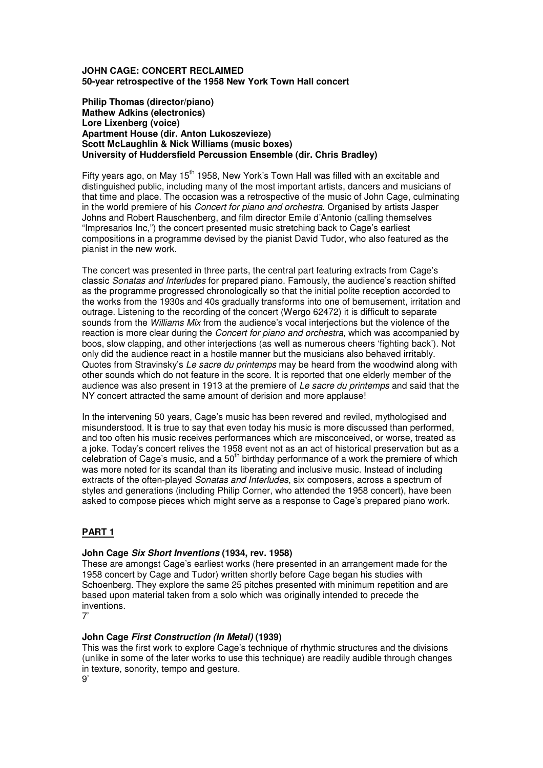**JOHN CAGE: CONCERT RECLAIMED**
**50-year retrospective of the 1958 New York Town Hall concert**

**Philip Thomas (director/piano)**
**Mathew Adkins (electronics)**
**Lore Lixenberg (voice)**
**Apartment House (dir. Anton Lukoszevieze)**
**Scott McLaughlin & Nick Williams (music boxes)**
**University of Huddersfield Percussion Ensemble (dir. Chris Bradley)**

Fifty years ago, on May 15th 1958, New York's Town Hall was filled with an excitable and distinguished public, including many of the most important artists, dancers and musicians of that time and place. The occasion was a retrospective of the music of John Cage, culminating in the world premiere of his *Concert for piano and orchestra*. Organised by artists Jasper Johns and Robert Rauschenberg, and film director Emile d'Antonio (calling themselves "Impresarios Inc,") the concert presented music stretching back to Cage's earliest compositions in a programme devised by the pianist David Tudor, who also featured as the pianist in the new work.

The concert was presented in three parts, the central part featuring extracts from Cage's classic *Sonatas and Interludes* for prepared piano. Famously, the audience's reaction shifted as the programme progressed chronologically so that the initial polite reception accorded to the works from the 1930s and 40s gradually transforms into one of bemusement, irritation and outrage. Listening to the recording of the concert (Wergo 62472) it is difficult to separate sounds from the *Williams Mix* from the audience's vocal interjections but the violence of the reaction is more clear during the *Concert for piano and orchestra*, which was accompanied by boos, slow clapping, and other interjections (as well as numerous cheers 'fighting back'). Not only did the audience react in a hostile manner but the musicians also behaved irritably. Quotes from Stravinsky's *Le sacre du printemps* may be heard from the woodwind along with other sounds which do not feature in the score. It is reported that one elderly member of the audience was also present in 1913 at the premiere of *Le sacre du printemps* and said that the NY concert attracted the same amount of derision and more applause!

In the intervening 50 years, Cage's music has been revered and reviled, mythologised and misunderstood. It is true to say that even today his music is more discussed than performed, and too often his music receives performances which are misconceived, or worse, treated as a joke. Today's concert relives the 1958 event not as an act of historical preservation but as a celebration of Cage's music, and a 50th birthday performance of a work the premiere of which was more noted for its scandal than its liberating and inclusive music. Instead of including extracts of the often-played *Sonatas and Interludes*, six composers, across a spectrum of styles and generations (including Philip Corner, who attended the 1958 concert), have been asked to compose pieces which might serve as a response to Cage's prepared piano work.

## PART 1

**John Cage *Six Short Inventions* (1934, rev. 1958)**
These are amongst Cage's earliest works (here presented in an arrangement made for the 1958 concert by Cage and Tudor) written shortly before Cage began his studies with Schoenberg. They explore the same 25 pitches presented with minimum repetition and are based upon material taken from a solo which was originally intended to precede the inventions.
7'

**John Cage *First Construction (In Metal)* (1939)**
This was the first work to explore Cage's technique of rhythmic structures and the divisions (unlike in some of the later works to use this technique) are readily audible through changes in texture, sonority, tempo and gesture.
9'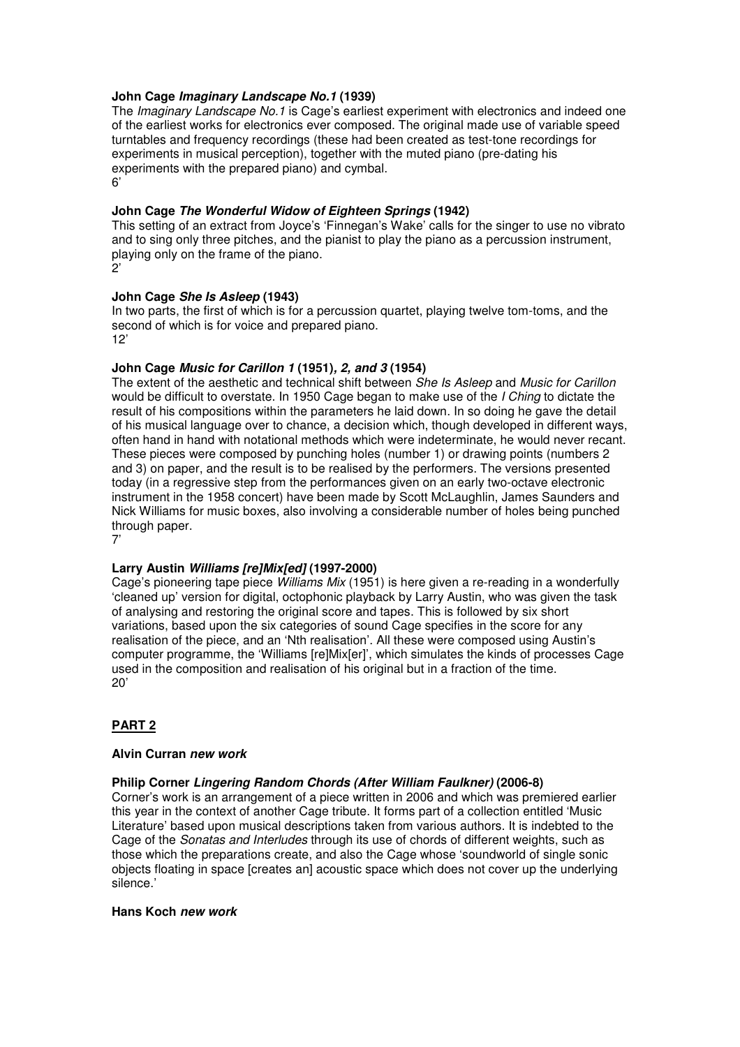**John Cage *Imaginary Landscape No.1* (1939)**

The *Imaginary Landscape No.1* is Cage's earliest experiment with electronics and indeed one of the earliest works for electronics ever composed. The original made use of variable speed turntables and frequency recordings (these had been created as test-tone recordings for experiments in musical perception), together with the muted piano (pre-dating his experiments with the prepared piano) and cymbal.

6'

**John Cage *The Wonderful Widow of Eighteen Springs* (1942)**

This setting of an extract from Joyce's 'Finnegan's Wake' calls for the singer to use no vibrato and to sing only three pitches, and the pianist to play the piano as a percussion instrument, playing only on the frame of the piano.

2'

**John Cage *She Is Asleep* (1943)**

In two parts, the first of which is for a percussion quartet, playing twelve tom-toms, and the second of which is for voice and prepared piano.

12'

**John Cage *Music for Carillon 1* (1951)*, 2, and 3* (1954)**

The extent of the aesthetic and technical shift between *She Is Asleep* and *Music for Carillon* would be difficult to overstate. In 1950 Cage began to make use of the *I Ching* to dictate the result of his compositions within the parameters he laid down. In so doing he gave the detail of his musical language over to chance, a decision which, though developed in different ways, often hand in hand with notational methods which were indeterminate, he would never recant. These pieces were composed by punching holes (number 1) or drawing points (numbers 2 and 3) on paper, and the result is to be realised by the performers. The versions presented today (in a regressive step from the performances given on an early two-octave electronic instrument in the 1958 concert) have been made by Scott McLaughlin, James Saunders and Nick Williams for music boxes, also involving a considerable number of holes being punched through paper.

7'

**Larry Austin *Williams [re]Mix[ed]* (1997-2000)**

Cage's pioneering tape piece *Williams Mix* (1951) is here given a re-reading in a wonderfully 'cleaned up' version for digital, octophonic playback by Larry Austin, who was given the task of analysing and restoring the original score and tapes. This is followed by six short variations, based upon the six categories of sound Cage specifies in the score for any realisation of the piece, and an 'Nth realisation'. All these were composed using Austin's computer programme, the 'Williams [re]Mix[er]', which simulates the kinds of processes Cage used in the composition and realisation of his original but in a fraction of the time.

20'

## PART 2

**Alvin Curran *new work***

**Philip Corner *Lingering Random Chords (After William Faulkner)* (2006-8)**

Corner's work is an arrangement of a piece written in 2006 and which was premiered earlier this year in the context of another Cage tribute. It forms part of a collection entitled 'Music Literature' based upon musical descriptions taken from various authors. It is indebted to the Cage of the *Sonatas and Interludes* through its use of chords of different weights, such as those which the preparations create, and also the Cage whose 'soundworld of single sonic objects floating in space [creates an] acoustic space which does not cover up the underlying silence.'

**Hans Koch *new work***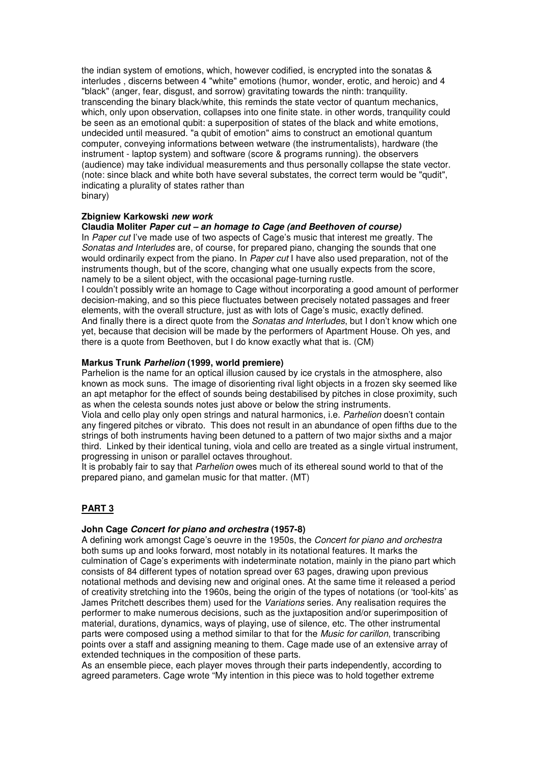the indian system of emotions, which, however codified, is encrypted into the sonatas & interludes , discerns between 4 "white" emotions (humor, wonder, erotic, and heroic) and 4 "black" (anger, fear, disgust, and sorrow) gravitating towards the ninth: tranquility. transcending the binary black/white, this reminds the state vector of quantum mechanics, which, only upon observation, collapses into one finite state. in other words, tranquility could be seen as an emotional qubit: a superposition of states of the black and white emotions, undecided until measured. "a qubit of emotion" aims to construct an emotional quantum computer, conveying informations between wetware (the instrumentalists), hardware (the instrument - laptop system) and software (score & programs running). the observers (audience) may take individual measurements and thus personally collapse the state vector. (note: since black and white both have several substates, the correct term would be "qudit", indicating a plurality of states rather than binary)

**Zbigniew Karkowski *new work***

**Claudia Moliter *Paper cut – an homage to Cage (and Beethoven of course)***

In *Paper cut* I've made use of two aspects of Cage's music that interest me greatly. The *Sonatas and Interludes* are, of course, for prepared piano, changing the sounds that one would ordinarily expect from the piano. In *Paper cut* I have also used preparation, not of the instruments though, but of the score, changing what one usually expects from the score, namely to be a silent object, with the occasional page-turning rustle.
I couldn't possibly write an homage to Cage without incorporating a good amount of performer decision-making, and so this piece fluctuates between precisely notated passages and freer elements, with the overall structure, just as with lots of Cage's music, exactly defined.
And finally there is a direct quote from the *Sonatas and Interludes*, but I don't know which one yet, because that decision will be made by the performers of Apartment House. Oh yes, and there is a quote from Beethoven, but I do know exactly what that is. (CM)

**Markus Trunk *Parhelion* (1999, world premiere)**

Parhelion is the name for an optical illusion caused by ice crystals in the atmosphere, also known as mock suns. The image of disorienting rival light objects in a frozen sky seemed like an apt metaphor for the effect of sounds being destabilised by pitches in close proximity, such as when the celesta sounds notes just above or below the string instruments.
Viola and cello play only open strings and natural harmonics, i.e. *Parhelion* doesn't contain any fingered pitches or vibrato. This does not result in an abundance of open fifths due to the strings of both instruments having been detuned to a pattern of two major sixths and a major third. Linked by their identical tuning, viola and cello are treated as a single virtual instrument, progressing in unison or parallel octaves throughout.
It is probably fair to say that *Parhelion* owes much of its ethereal sound world to that of the prepared piano, and gamelan music for that matter. (MT)

## PART 3

**John Cage *Concert for piano and orchestra* (1957-8)**

A defining work amongst Cage's oeuvre in the 1950s, the *Concert for piano and orchestra* both sums up and looks forward, most notably in its notational features. It marks the culmination of Cage's experiments with indeterminate notation, mainly in the piano part which consists of 84 different types of notation spread over 63 pages, drawing upon previous notational methods and devising new and original ones. At the same time it released a period of creativity stretching into the 1960s, being the origin of the types of notations (or 'tool-kits' as James Pritchett describes them) used for the *Variations* series. Any realisation requires the performer to make numerous decisions, such as the juxtaposition and/or superimposition of material, durations, dynamics, ways of playing, use of silence, etc. The other instrumental parts were composed using a method similar to that for the *Music for carillon*, transcribing points over a staff and assigning meaning to them. Cage made use of an extensive array of extended techniques in the composition of these parts.
As an ensemble piece, each player moves through their parts independently, according to agreed parameters. Cage wrote "My intention in this piece was to hold together extreme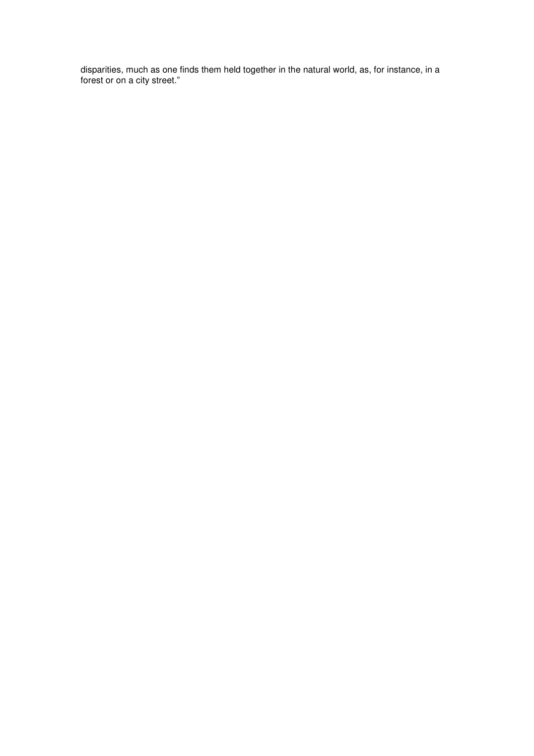disparities, much as one finds them held together in the natural world, as, for instance, in a forest or on a city street."